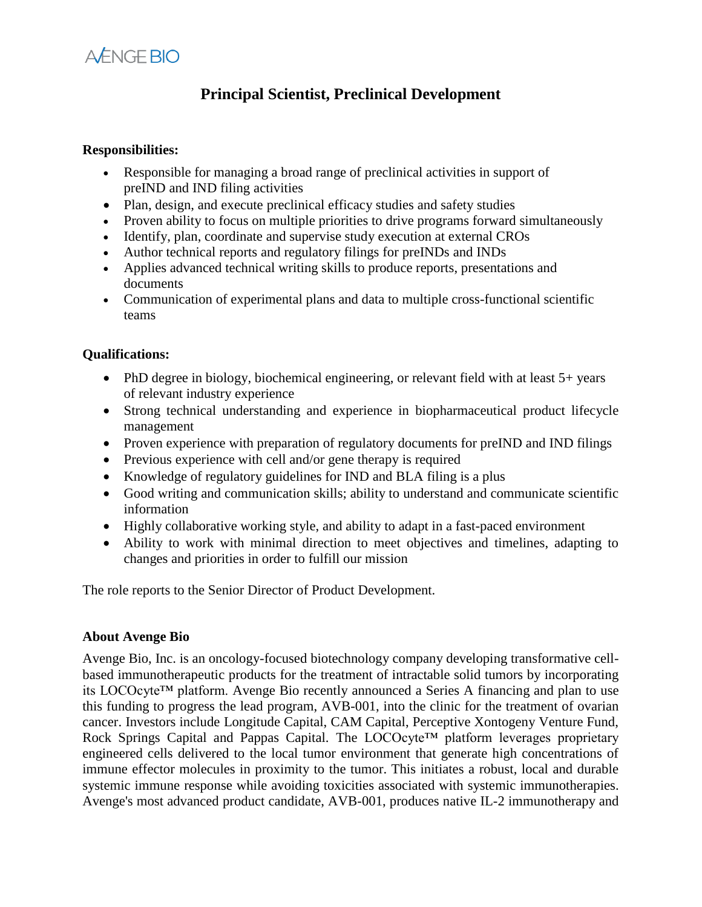AVENGE BIO

# Principal Scientist, Preclinical Development

**Responsibilities:**

- Responsible for managing a broad range of preclinical activities in support of preIND and IND filing activities
- Plan, design, and execute preclinical efficacy studies and safety studies
- Proven ability to focus on multiple priorities to drive programs forward simultaneously
- Identify, plan, coordinate and supervise study execution at external CROs
- Author technical reports and regulatory filings for preINDs and INDs
- Applies advanced technical writing skills to produce reports, presentations and documents
- Communication of experimental plans and data to multiple cross-functional scientific teams

**Qualifications:**

- PhD degree in biology, biochemical engineering, or relevant field with at least 5+ years of relevant industry experience
- Strong technical understanding and experience in biopharmaceutical product lifecycle management
- Proven experience with preparation of regulatory documents for preIND and IND filings
- Previous experience with cell and/or gene therapy is required
- Knowledge of regulatory guidelines for IND and BLA filing is a plus
- Good writing and communication skills; ability to understand and communicate scientific information
- Highly collaborative working style, and ability to adapt in a fast-paced environment
- Ability to work with minimal direction to meet objectives and timelines, adapting to changes and priorities in order to fulfill our mission

The role reports to the Senior Director of Product Development.

**About Avenge Bio**

Avenge Bio, Inc. is an oncology-focused biotechnology company developing transformative cell-based immunotherapeutic products for the treatment of intractable solid tumors by incorporating its LOCOcyte™ platform. Avenge Bio recently announced a Series A financing and plan to use this funding to progress the lead program, AVB-001, into the clinic for the treatment of ovarian cancer. Investors include Longitude Capital, CAM Capital, Perceptive Xontogeny Venture Fund, Rock Springs Capital and Pappas Capital. The LOCOcyte™ platform leverages proprietary engineered cells delivered to the local tumor environment that generate high concentrations of immune effector molecules in proximity to the tumor. This initiates a robust, local and durable systemic immune response while avoiding toxicities associated with systemic immunotherapies. Avenge's most advanced product candidate, AVB-001, produces native IL-2 immunotherapy and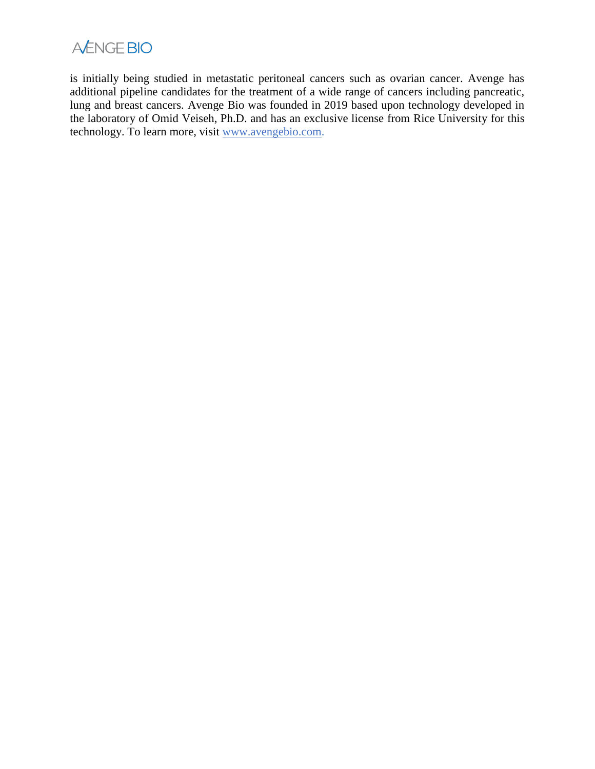is initially being studied in metastatic peritoneal cancers such as ovarian cancer. Avenge has additional pipeline candidates for the treatment of a wide range of cancers including pancreatic, lung and breast cancers. Avenge Bio was founded in 2019 based upon technology developed in the laboratory of Omid Veiseh, Ph.D. and has an exclusive license from Rice University for this technology. To learn more, visit www.avengebio.com.